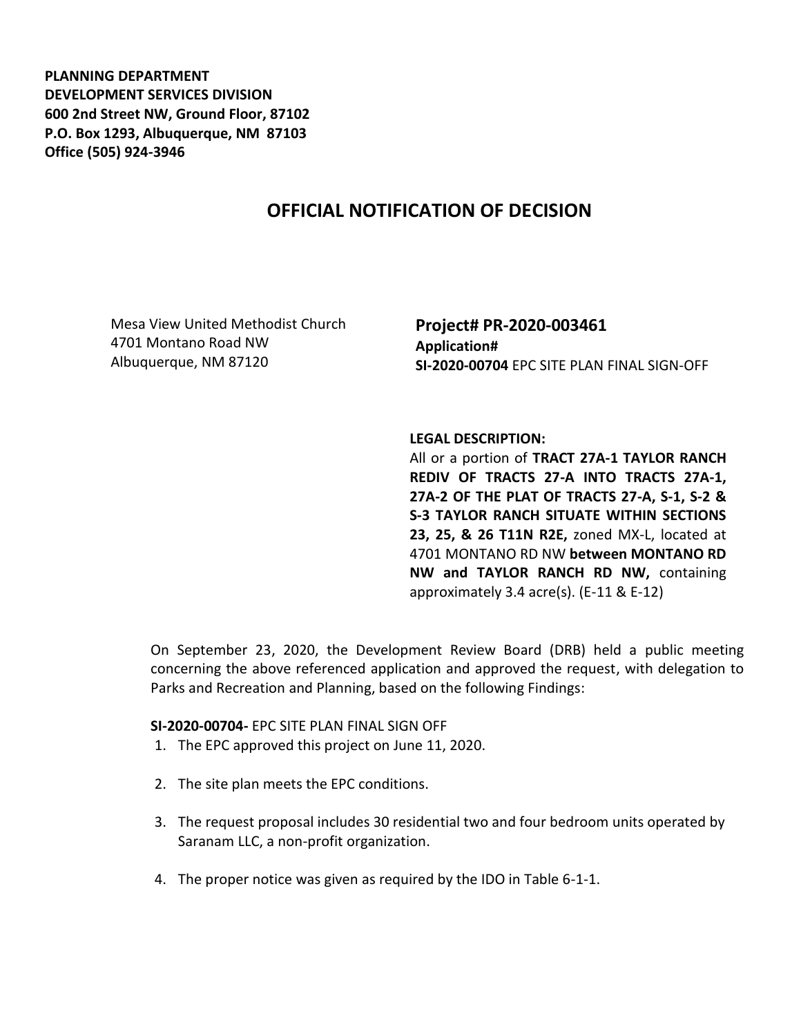**PLANNING DEPARTMENT**
**DEVELOPMENT SERVICES DIVISION**
**600 2nd Street NW, Ground Floor, 87102**
**P.O. Box 1293, Albuquerque, NM 87103**
**Office (505) 924-3946**

# OFFICIAL NOTIFICATION OF DECISION

Mesa View United Methodist Church
4701 Montano Road NW
Albuquerque, NM 87120

**Project# PR-2020-003461**
**Application#**
**SI-2020-00704** EPC SITE PLAN FINAL SIGN-OFF

**LEGAL DESCRIPTION:**
All or a portion of **TRACT 27A-1 TAYLOR RANCH REDIV OF TRACTS 27-A INTO TRACTS 27A-1, 27A-2 OF THE PLAT OF TRACTS 27-A, S-1, S-2 & S-3 TAYLOR RANCH SITUATE WITHIN SECTIONS 23, 25, & 26 T11N R2E,** zoned MX-L, located at 4701 MONTANO RD NW **between MONTANO RD NW and TAYLOR RANCH RD NW,** containing approximately 3.4 acre(s). (E-11 & E-12)

On September 23, 2020, the Development Review Board (DRB) held a public meeting concerning the above referenced application and approved the request, with delegation to Parks and Recreation and Planning, based on the following Findings:

**SI-2020-00704-** EPC SITE PLAN FINAL SIGN OFF

1. The EPC approved this project on June 11, 2020.
2. The site plan meets the EPC conditions.
3. The request proposal includes 30 residential two and four bedroom units operated by Saranam LLC, a non-profit organization.
4. The proper notice was given as required by the IDO in Table 6-1-1.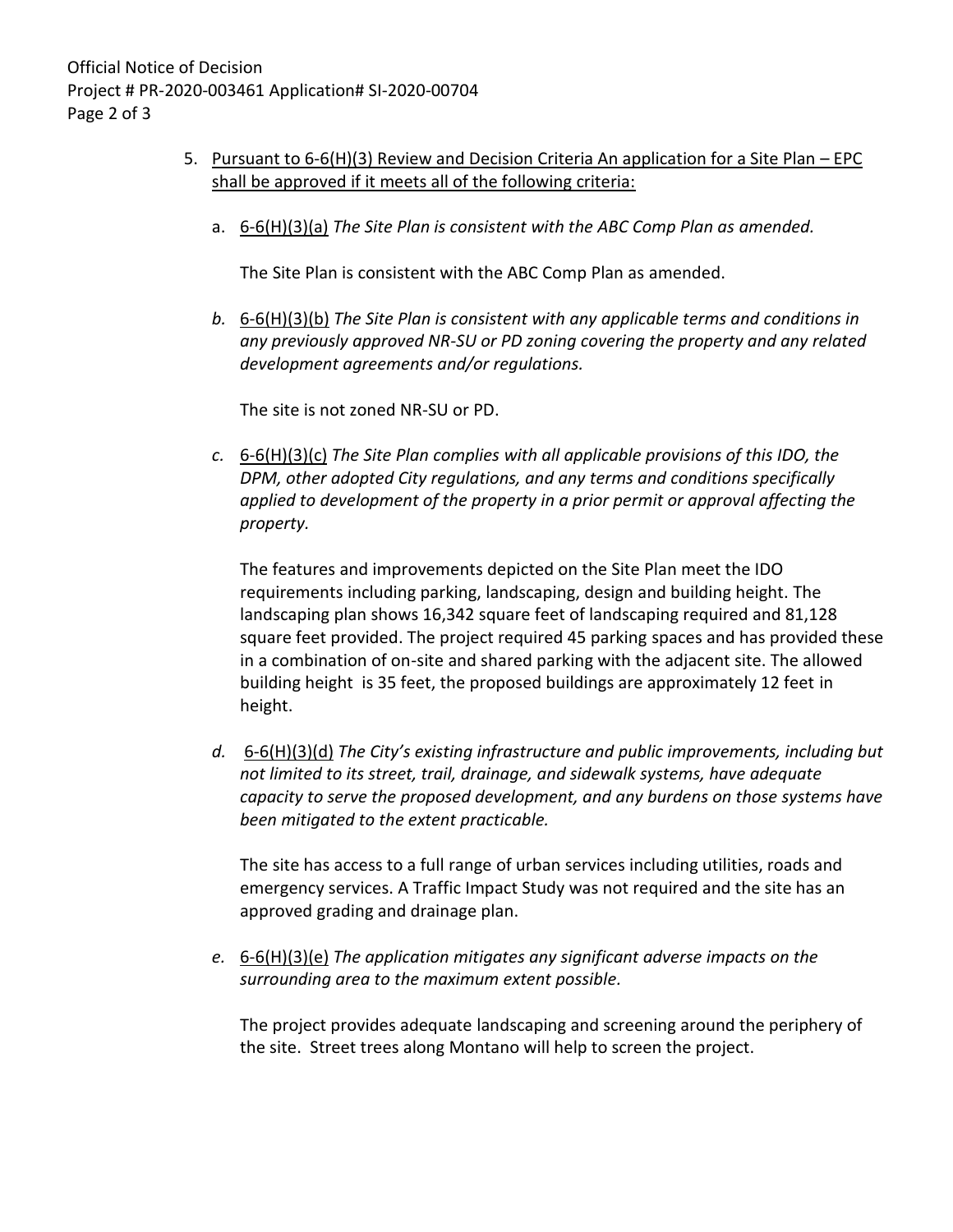5. Pursuant to 6-6(H)(3) Review and Decision Criteria An application for a Site Plan – EPC shall be approved if it meets all of the following criteria:

   a. 6-6(H)(3)(a) *The Site Plan is consistent with the ABC Comp Plan as amended.*

      The Site Plan is consistent with the ABC Comp Plan as amended.

   b. 6-6(H)(3)(b) *The Site Plan is consistent with any applicable terms and conditions in any previously approved NR-SU or PD zoning covering the property and any related development agreements and/or regulations.*

      The site is not zoned NR-SU or PD.

   c. 6-6(H)(3)(c) *The Site Plan complies with all applicable provisions of this IDO, the DPM, other adopted City regulations, and any terms and conditions specifically applied to development of the property in a prior permit or approval affecting the property.*

      The features and improvements depicted on the Site Plan meet the IDO requirements including parking, landscaping, design and building height. The landscaping plan shows 16,342 square feet of landscaping required and 81,128 square feet provided. The project required 45 parking spaces and has provided these in a combination of on-site and shared parking with the adjacent site. The allowed building height is 35 feet, the proposed buildings are approximately 12 feet in height.

   d. 6-6(H)(3)(d) *The City's existing infrastructure and public improvements, including but not limited to its street, trail, drainage, and sidewalk systems, have adequate capacity to serve the proposed development, and any burdens on those systems have been mitigated to the extent practicable.*

      The site has access to a full range of urban services including utilities, roads and emergency services. A Traffic Impact Study was not required and the site has an approved grading and drainage plan.

   e. 6-6(H)(3)(e) *The application mitigates any significant adverse impacts on the surrounding area to the maximum extent possible.*

      The project provides adequate landscaping and screening around the periphery of the site. Street trees along Montano will help to screen the project.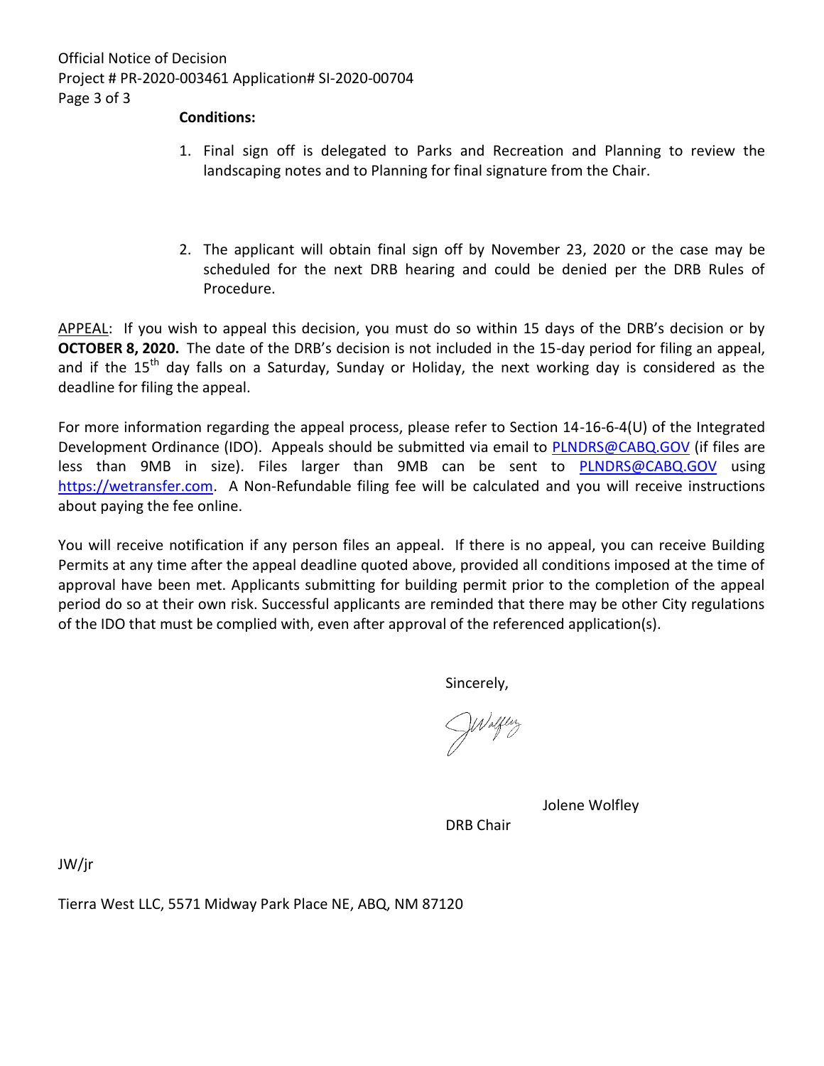**Conditions:**

1. Final sign off is delegated to Parks and Recreation and Planning to review the landscaping notes and to Planning for final signature from the Chair.

2. The applicant will obtain final sign off by November 23, 2020 or the case may be scheduled for the next DRB hearing and could be denied per the DRB Rules of Procedure.

APPEAL: If you wish to appeal this decision, you must do so within 15 days of the DRB's decision or by **OCTOBER 8, 2020.** The date of the DRB's decision is not included in the 15-day period for filing an appeal, and if the 15th day falls on a Saturday, Sunday or Holiday, the next working day is considered as the deadline for filing the appeal.

For more information regarding the appeal process, please refer to Section 14-16-6-4(U) of the Integrated Development Ordinance (IDO). Appeals should be submitted via email to PLNDRS@CABQ.GOV (if files are less than 9MB in size). Files larger than 9MB can be sent to PLNDRS@CABQ.GOV using https://wetransfer.com. A Non-Refundable filing fee will be calculated and you will receive instructions about paying the fee online.

You will receive notification if any person files an appeal. If there is no appeal, you can receive Building Permits at any time after the appeal deadline quoted above, provided all conditions imposed at the time of approval have been met. Applicants submitting for building permit prior to the completion of the appeal period do so at their own risk. Successful applicants are reminded that there may be other City regulations of the IDO that must be complied with, even after approval of the referenced application(s).

Sincerely,

Jolene Wolfley
DRB Chair

JW/jr

Tierra West LLC, 5571 Midway Park Place NE, ABQ, NM 87120